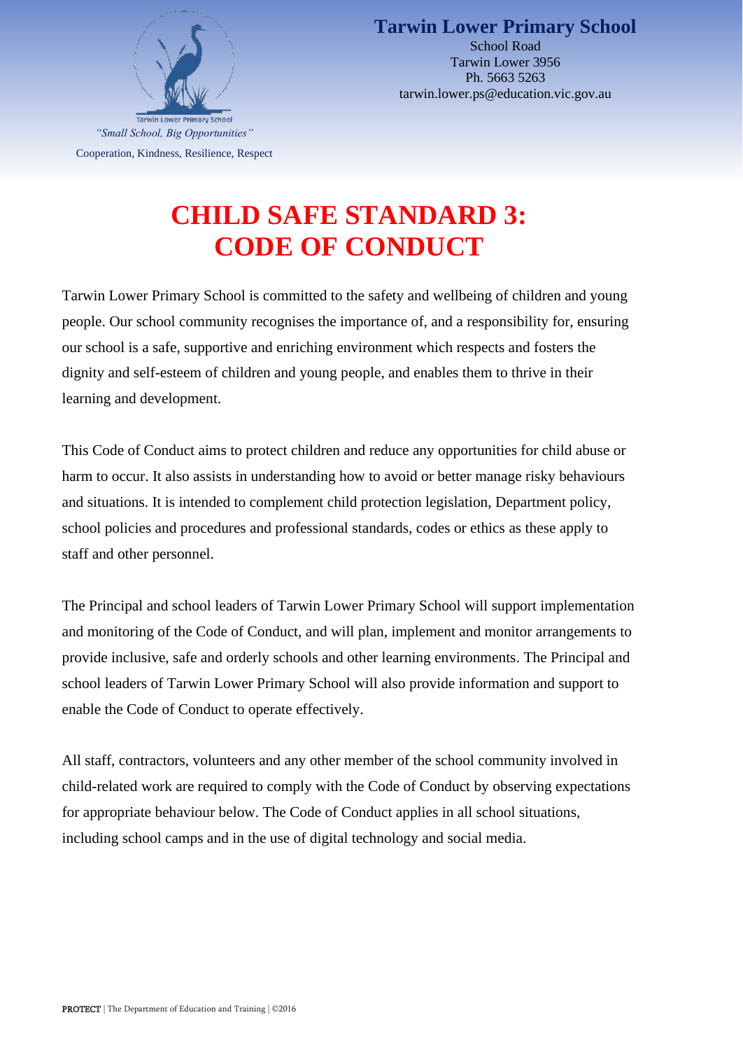**Tarwin Lower Primary School**
School Road
Tarwin Lower 3956
Ph. 5663 5263
tarwin.lower.ps@education.vic.gov.au

*"Small School, Big Opportunities"*

Cooperation, Kindness, Resilience, Respect

# CHILD SAFE STANDARD 3: CODE OF CONDUCT

Tarwin Lower Primary School is committed to the safety and wellbeing of children and young people. Our school community recognises the importance of, and a responsibility for, ensuring our school is a safe, supportive and enriching environment which respects and fosters the dignity and self-esteem of children and young people, and enables them to thrive in their learning and development.

This Code of Conduct aims to protect children and reduce any opportunities for child abuse or harm to occur. It also assists in understanding how to avoid or better manage risky behaviours and situations. It is intended to complement child protection legislation, Department policy, school policies and procedures and professional standards, codes or ethics as these apply to staff and other personnel.

The Principal and school leaders of Tarwin Lower Primary School will support implementation and monitoring of the Code of Conduct, and will plan, implement and monitor arrangements to provide inclusive, safe and orderly schools and other learning environments. The Principal and school leaders of Tarwin Lower Primary School will also provide information and support to enable the Code of Conduct to operate effectively.

All staff, contractors, volunteers and any other member of the school community involved in child-related work are required to comply with the Code of Conduct by observing expectations for appropriate behaviour below. The Code of Conduct applies in all school situations, including school camps and in the use of digital technology and social media.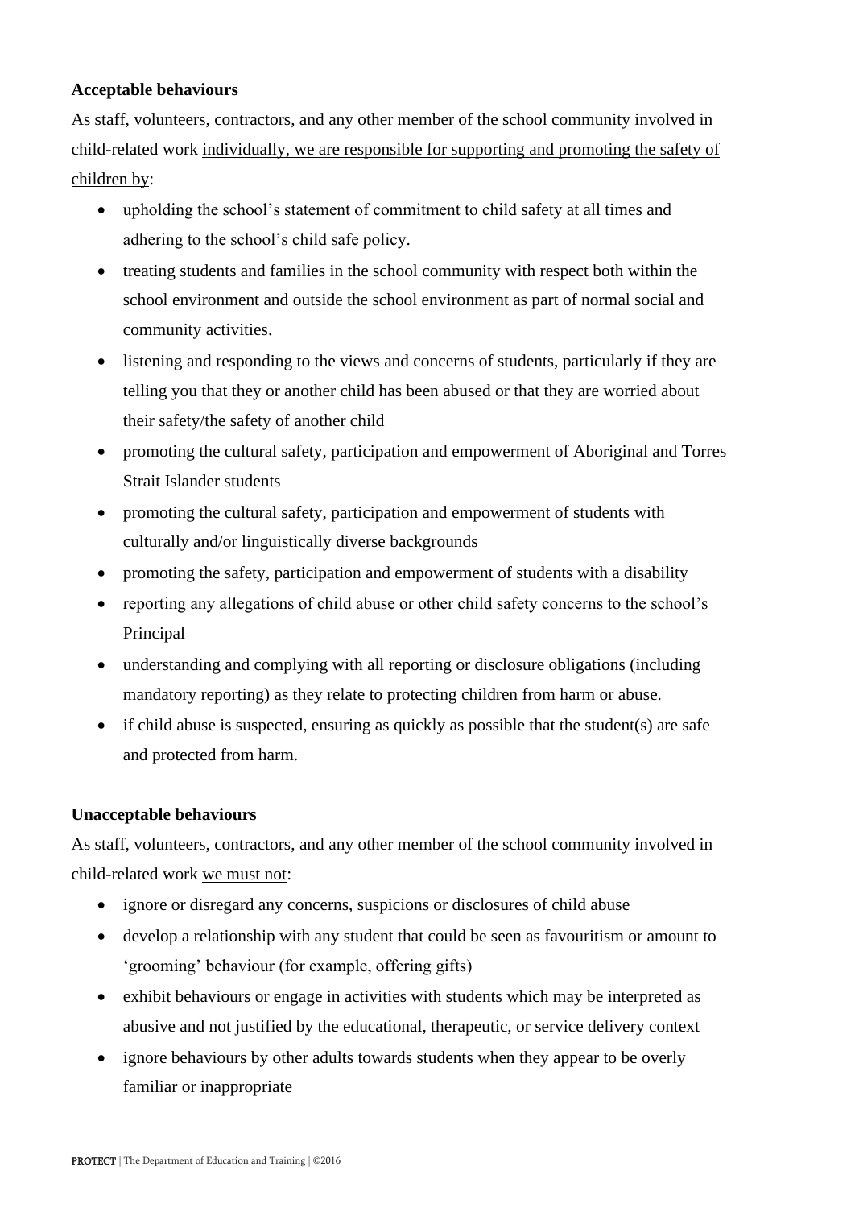**Acceptable behaviours**

As staff, volunteers, contractors, and any other member of the school community involved in child-related work <u>individually, we are responsible for supporting and promoting the safety of children by</u>:

- upholding the school's statement of commitment to child safety at all times and adhering to the school's child safe policy.
- treating students and families in the school community with respect both within the school environment and outside the school environment as part of normal social and community activities.
- listening and responding to the views and concerns of students, particularly if they are telling you that they or another child has been abused or that they are worried about their safety/the safety of another child
- promoting the cultural safety, participation and empowerment of Aboriginal and Torres Strait Islander students
- promoting the cultural safety, participation and empowerment of students with culturally and/or linguistically diverse backgrounds
- promoting the safety, participation and empowerment of students with a disability
- reporting any allegations of child abuse or other child safety concerns to the school's Principal
- understanding and complying with all reporting or disclosure obligations (including mandatory reporting) as they relate to protecting children from harm or abuse.
- if child abuse is suspected, ensuring as quickly as possible that the student(s) are safe and protected from harm.

**Unacceptable behaviours**

As staff, volunteers, contractors, and any other member of the school community involved in child-related work <u>we must not</u>:

- ignore or disregard any concerns, suspicions or disclosures of child abuse
- develop a relationship with any student that could be seen as favouritism or amount to 'grooming' behaviour (for example, offering gifts)
- exhibit behaviours or engage in activities with students which may be interpreted as abusive and not justified by the educational, therapeutic, or service delivery context
- ignore behaviours by other adults towards students when they appear to be overly familiar or inappropriate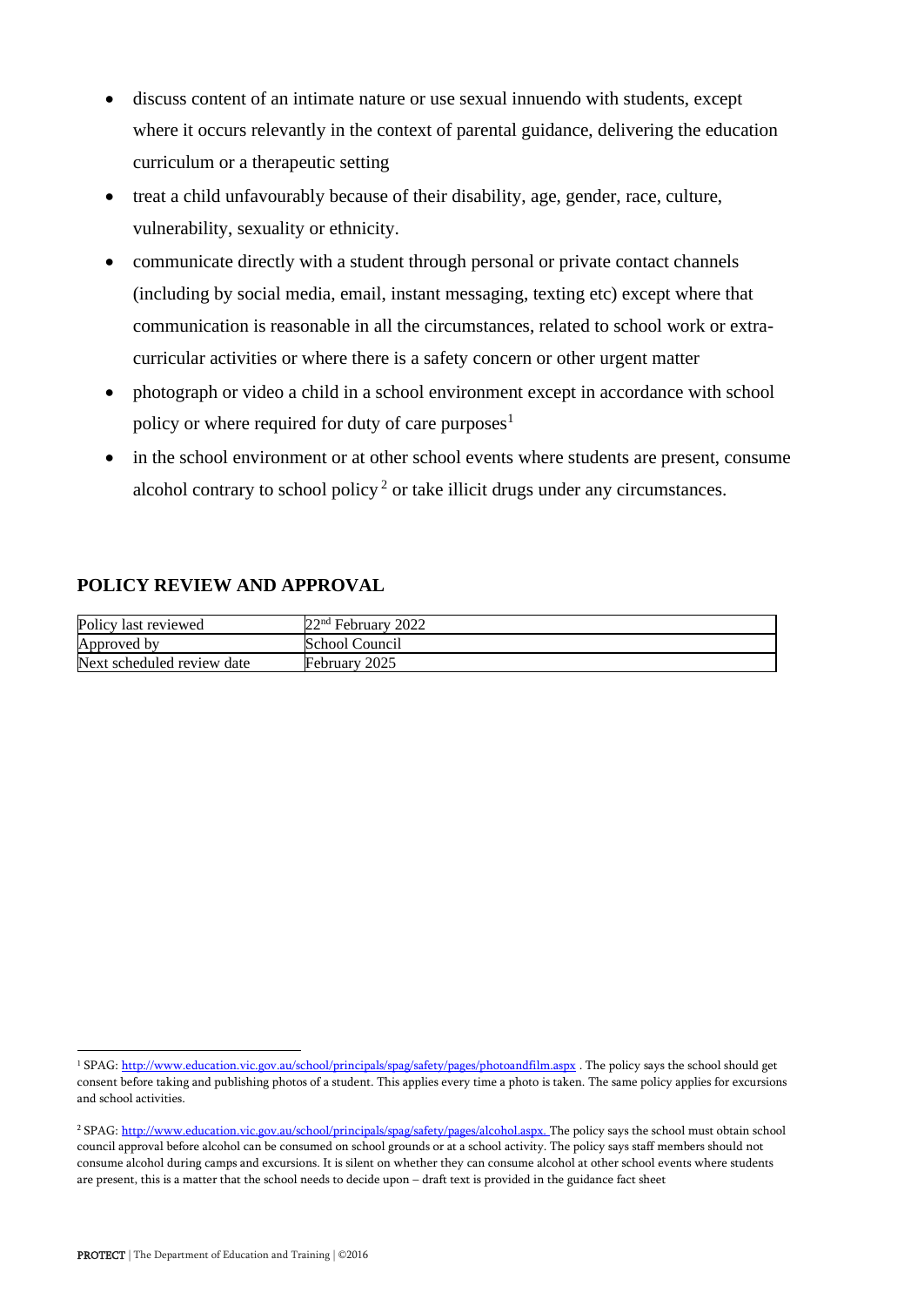- discuss content of an intimate nature or use sexual innuendo with students, except where it occurs relevantly in the context of parental guidance, delivering the education curriculum or a therapeutic setting
- treat a child unfavourably because of their disability, age, gender, race, culture, vulnerability, sexuality or ethnicity.
- communicate directly with a student through personal or private contact channels (including by social media, email, instant messaging, texting etc) except where that communication is reasonable in all the circumstances, related to school work or extra-curricular activities or where there is a safety concern or other urgent matter
- photograph or video a child in a school environment except in accordance with school policy or where required for duty of care purposes[1]
- in the school environment or at other school events where students are present, consume alcohol contrary to school policy[2] or take illicit drugs under any circumstances.

## POLICY REVIEW AND APPROVAL

| | |
|---|---|
| Policy last reviewed | 22nd February 2022 |
| Approved by | School Council |
| Next scheduled review date | February 2025 |

[1] SPAG: http://www.education.vic.gov.au/school/principals/spag/safety/pages/photoandfilm.aspx . The policy says the school should get consent before taking and publishing photos of a student. This applies every time a photo is taken. The same policy applies for excursions and school activities.

[2] SPAG: http://www.education.vic.gov.au/school/principals/spag/safety/pages/alcohol.aspx. The policy says the school must obtain school council approval before alcohol can be consumed on school grounds or at a school activity. The policy says staff members should not consume alcohol during camps and excursions. It is silent on whether they can consume alcohol at other school events where students are present, this is a matter that the school needs to decide upon – draft text is provided in the guidance fact sheet